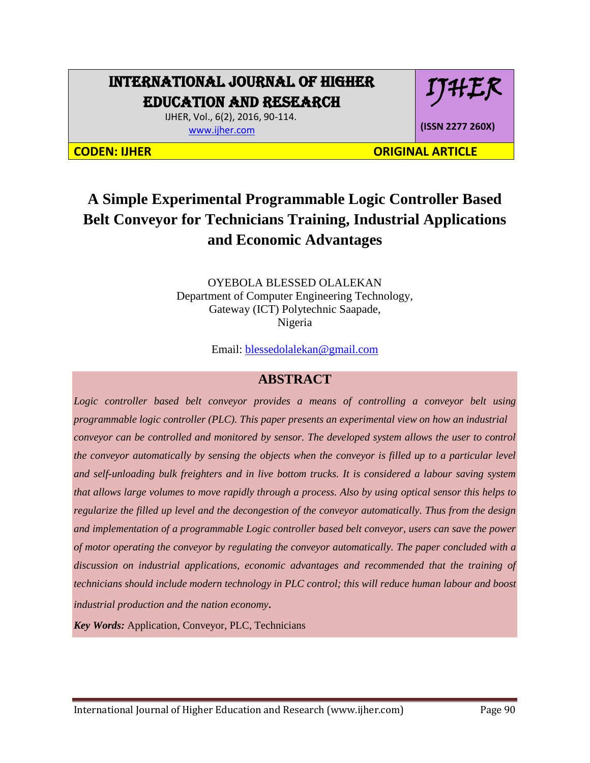# INTERNATIONAL JOURNAL OF HIGHER EDUCATION AND RESEARCH

IJHER, Vol., 6(2), 2016, 90-114.
www.ijher.com

IJHER

(ISSN 2277 260X)

CODEN: IJHER | ORIGINAL ARTICLE

# A Simple Experimental Programmable Logic Controller Based Belt Conveyor for Technicians Training, Industrial Applications and Economic Advantages

OYEBOLA BLESSED OLALEKAN
Department of Computer Engineering Technology,
Gateway (ICT) Polytechnic Saapade,
Nigeria

Email: blessedolalekan@gmail.com

## ABSTRACT

*Logic controller based belt conveyor provides a means of controlling a conveyor belt using programmable logic controller (PLC). This paper presents an experimental view on how an industrial conveyor can be controlled and monitored by sensor. The developed system allows the user to control the conveyor automatically by sensing the objects when the conveyor is filled up to a particular level and self-unloading bulk freighters and in live bottom trucks. It is considered a labour saving system that allows large volumes to move rapidly through a process. Also by using optical sensor this helps to regularize the filled up level and the decongestion of the conveyor automatically. Thus from the design and implementation of a programmable Logic controller based belt conveyor, users can save the power of motor operating the conveyor by regulating the conveyor automatically. The paper concluded with a discussion on industrial applications, economic advantages and recommended that the training of technicians should include modern technology in PLC control; this will reduce human labour and boost industrial production and the nation economy*.

***Key Words:*** Application, Conveyor, PLC, Technicians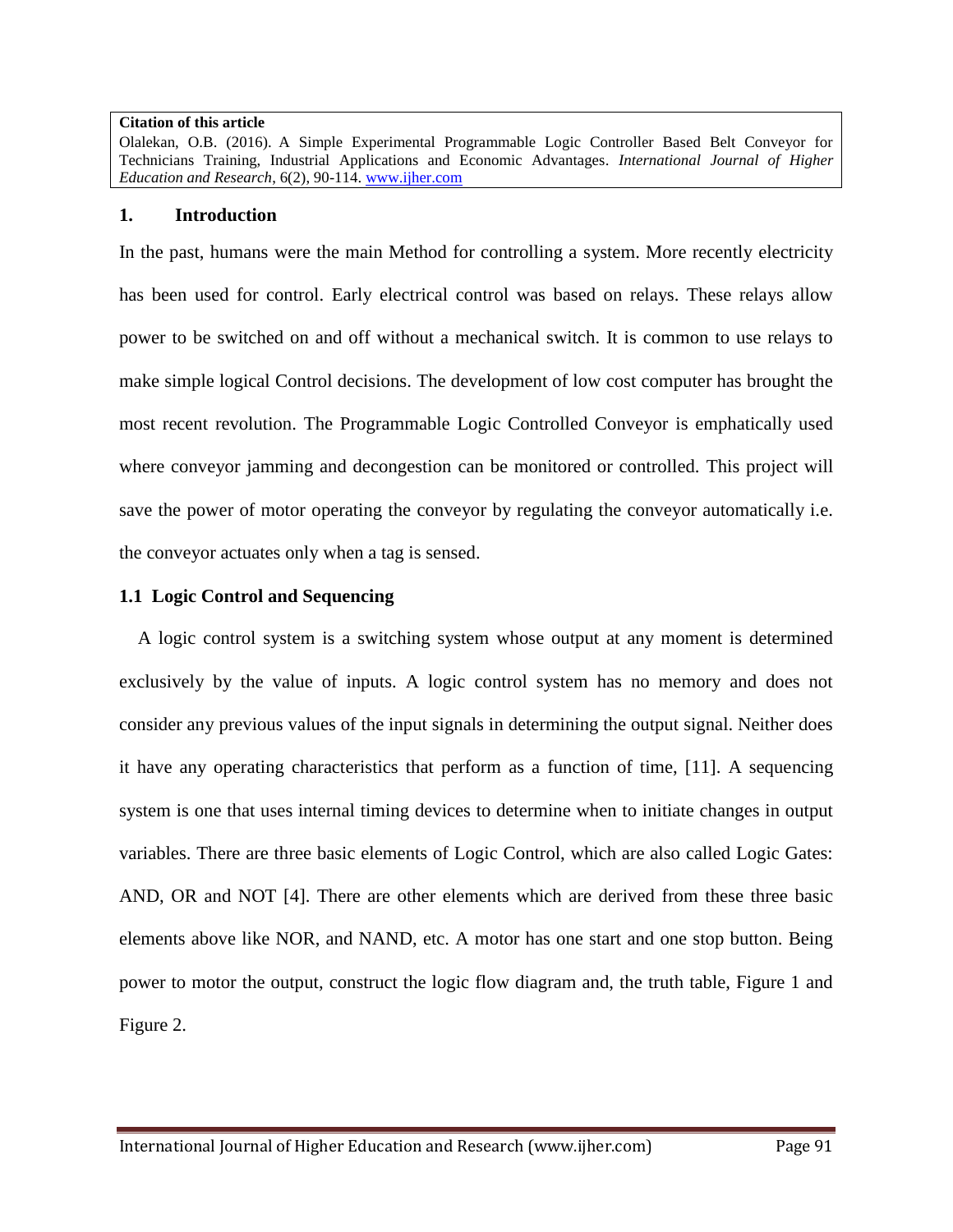**Citation of this article**

Olalekan, O.B. (2016). A Simple Experimental Programmable Logic Controller Based Belt Conveyor for Technicians Training, Industrial Applications and Economic Advantages. *International Journal of Higher Education and Research*, 6(2), 90-114. www.ijher.com

## 1. Introduction

In the past, humans were the main Method for controlling a system. More recently electricity has been used for control. Early electrical control was based on relays. These relays allow power to be switched on and off without a mechanical switch. It is common to use relays to make simple logical Control decisions. The development of low cost computer has brought the most recent revolution. The Programmable Logic Controlled Conveyor is emphatically used where conveyor jamming and decongestion can be monitored or controlled. This project will save the power of motor operating the conveyor by regulating the conveyor automatically i.e. the conveyor actuates only when a tag is sensed.

### 1.1 Logic Control and Sequencing

A logic control system is a switching system whose output at any moment is determined exclusively by the value of inputs. A logic control system has no memory and does not consider any previous values of the input signals in determining the output signal. Neither does it have any operating characteristics that perform as a function of time, [11]. A sequencing system is one that uses internal timing devices to determine when to initiate changes in output variables. There are three basic elements of Logic Control, which are also called Logic Gates: AND, OR and NOT [4]. There are other elements which are derived from these three basic elements above like NOR, and NAND, etc. A motor has one start and one stop button. Being power to motor the output, construct the logic flow diagram and, the truth table, Figure 1 and Figure 2.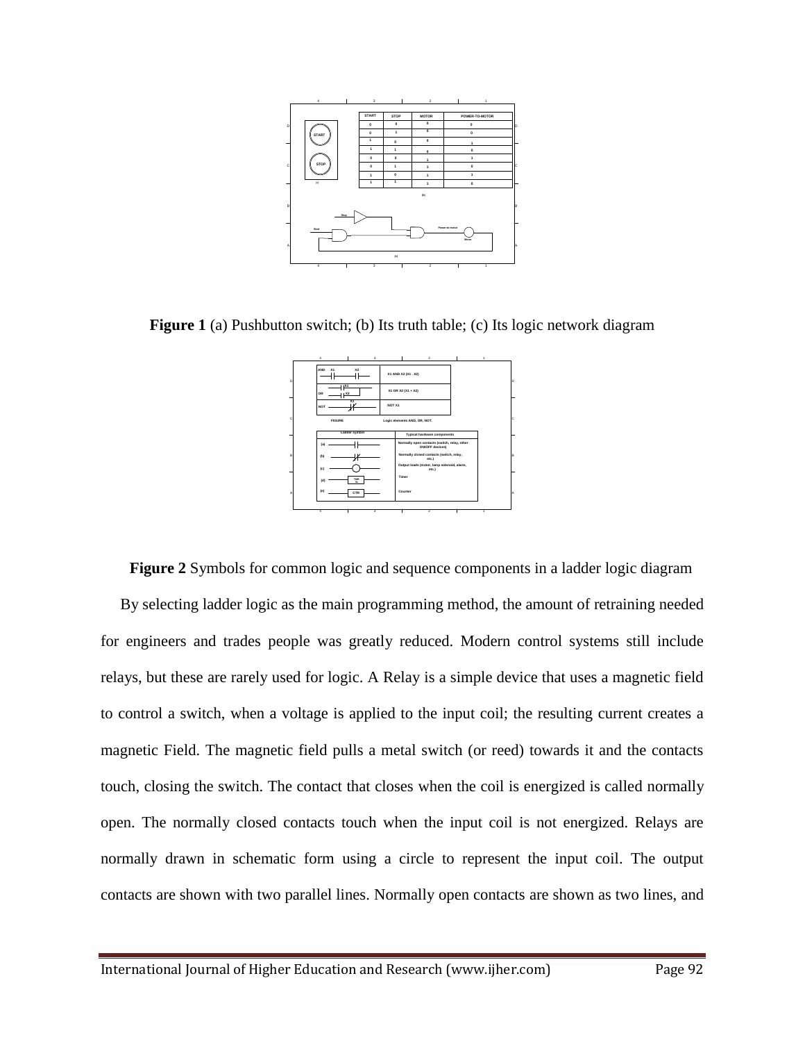**Figure 1** (a) Pushbutton switch; (b) Its truth table; (c) Its logic network diagram

**Figure 2** Symbols for common logic and sequence components in a ladder logic diagram

By selecting ladder logic as the main programming method, the amount of retraining needed for engineers and trades people was greatly reduced. Modern control systems still include relays, but these are rarely used for logic. A Relay is a simple device that uses a magnetic field to control a switch, when a voltage is applied to the input coil; the resulting current creates a magnetic Field. The magnetic field pulls a metal switch (or reed) towards it and the contacts touch, closing the switch. The contact that closes when the coil is energized is called normally open. The normally closed contacts touch when the input coil is not energized. Relays are normally drawn in schematic form using a circle to represent the input coil. The output contacts are shown with two parallel lines. Normally open contacts are shown as two lines, and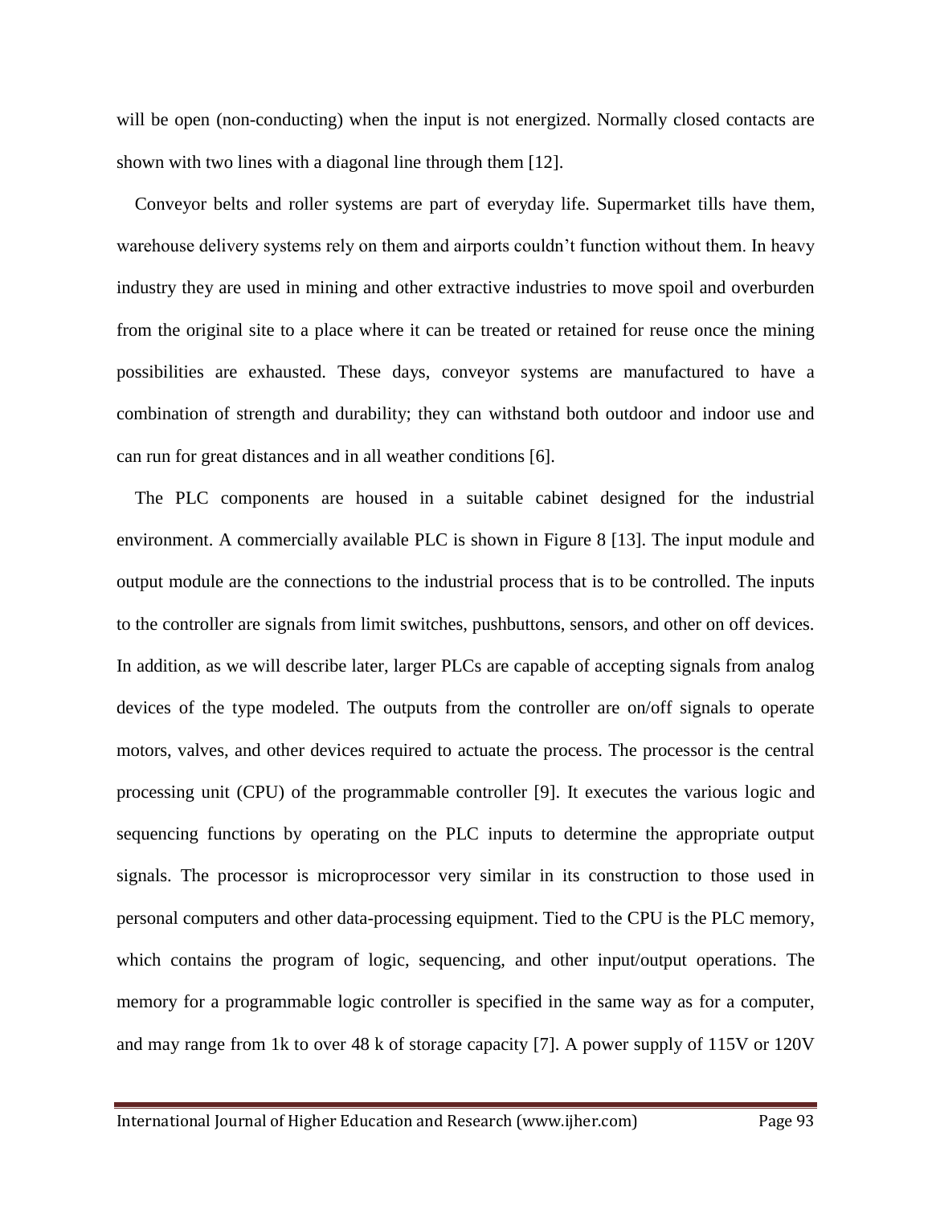will be open (non-conducting) when the input is not energized. Normally closed contacts are shown with two lines with a diagonal line through them [12].

Conveyor belts and roller systems are part of everyday life. Supermarket tills have them, warehouse delivery systems rely on them and airports couldn't function without them. In heavy industry they are used in mining and other extractive industries to move spoil and overburden from the original site to a place where it can be treated or retained for reuse once the mining possibilities are exhausted. These days, conveyor systems are manufactured to have a combination of strength and durability; they can withstand both outdoor and indoor use and can run for great distances and in all weather conditions [6].

The PLC components are housed in a suitable cabinet designed for the industrial environment. A commercially available PLC is shown in Figure 8 [13]. The input module and output module are the connections to the industrial process that is to be controlled. The inputs to the controller are signals from limit switches, pushbuttons, sensors, and other on off devices. In addition, as we will describe later, larger PLCs are capable of accepting signals from analog devices of the type modeled. The outputs from the controller are on/off signals to operate motors, valves, and other devices required to actuate the process. The processor is the central processing unit (CPU) of the programmable controller [9]. It executes the various logic and sequencing functions by operating on the PLC inputs to determine the appropriate output signals. The processor is microprocessor very similar in its construction to those used in personal computers and other data-processing equipment. Tied to the CPU is the PLC memory, which contains the program of logic, sequencing, and other input/output operations. The memory for a programmable logic controller is specified in the same way as for a computer, and may range from 1k to over 48 k of storage capacity [7]. A power supply of 115V or 120V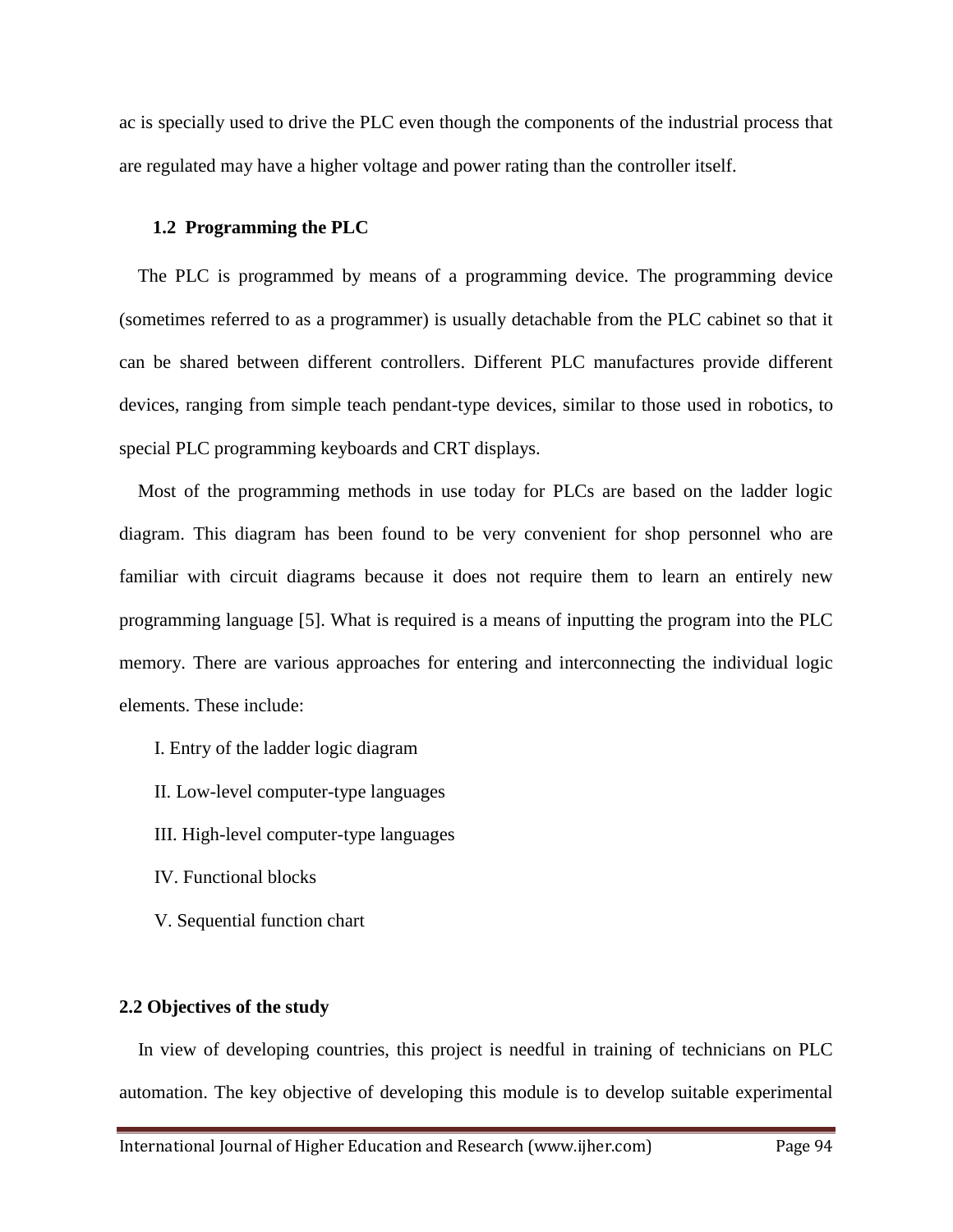ac is specially used to drive the PLC even though the components of the industrial process that are regulated may have a higher voltage and power rating than the controller itself.

### 1.2 Programming the PLC

The PLC is programmed by means of a programming device. The programming device (sometimes referred to as a programmer) is usually detachable from the PLC cabinet so that it can be shared between different controllers. Different PLC manufactures provide different devices, ranging from simple teach pendant-type devices, similar to those used in robotics, to special PLC programming keyboards and CRT displays.

Most of the programming methods in use today for PLCs are based on the ladder logic diagram. This diagram has been found to be very convenient for shop personnel who are familiar with circuit diagrams because it does not require them to learn an entirely new programming language [5]. What is required is a means of inputting the program into the PLC memory. There are various approaches for entering and interconnecting the individual logic elements. These include:

I. Entry of the ladder logic diagram

II. Low-level computer-type languages

III. High-level computer-type languages

IV. Functional blocks

V. Sequential function chart

### 2.2 Objectives of the study

In view of developing countries, this project is needful in training of technicians on PLC automation. The key objective of developing this module is to develop suitable experimental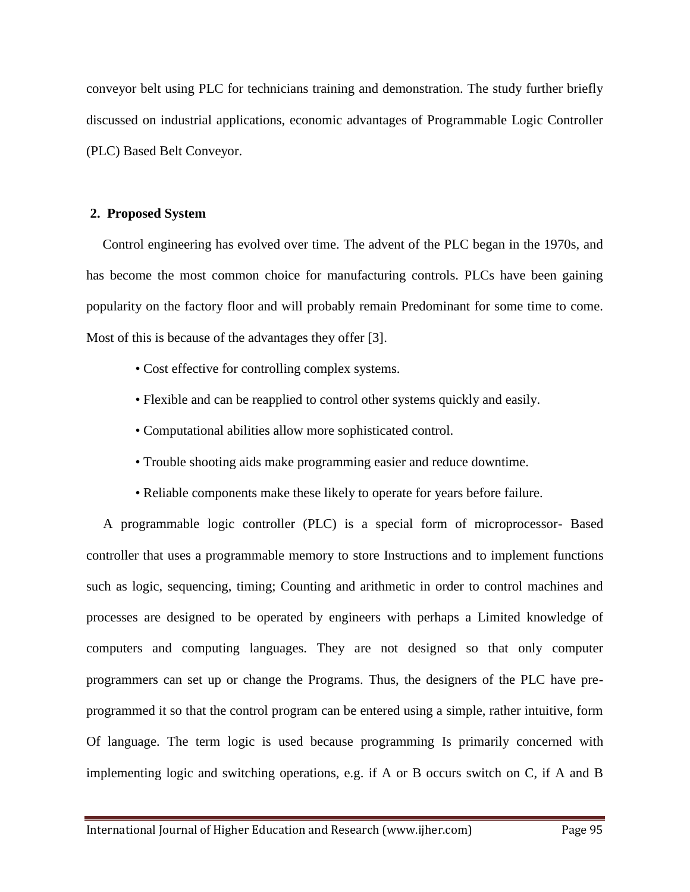conveyor belt using PLC for technicians training and demonstration. The study further briefly discussed on industrial applications, economic advantages of Programmable Logic Controller (PLC) Based Belt Conveyor.

## 2. Proposed System

Control engineering has evolved over time. The advent of the PLC began in the 1970s, and has become the most common choice for manufacturing controls. PLCs have been gaining popularity on the factory floor and will probably remain Predominant for some time to come. Most of this is because of the advantages they offer [3].

- Cost effective for controlling complex systems.
- Flexible and can be reapplied to control other systems quickly and easily.
- Computational abilities allow more sophisticated control.
- Trouble shooting aids make programming easier and reduce downtime.
- Reliable components make these likely to operate for years before failure.

A programmable logic controller (PLC) is a special form of microprocessor- Based controller that uses a programmable memory to store Instructions and to implement functions such as logic, sequencing, timing; Counting and arithmetic in order to control machines and processes are designed to be operated by engineers with perhaps a Limited knowledge of computers and computing languages. They are not designed so that only computer programmers can set up or change the Programs. Thus, the designers of the PLC have pre-programmed it so that the control program can be entered using a simple, rather intuitive, form Of language. The term logic is used because programming Is primarily concerned with implementing logic and switching operations, e.g. if A or B occurs switch on C, if A and B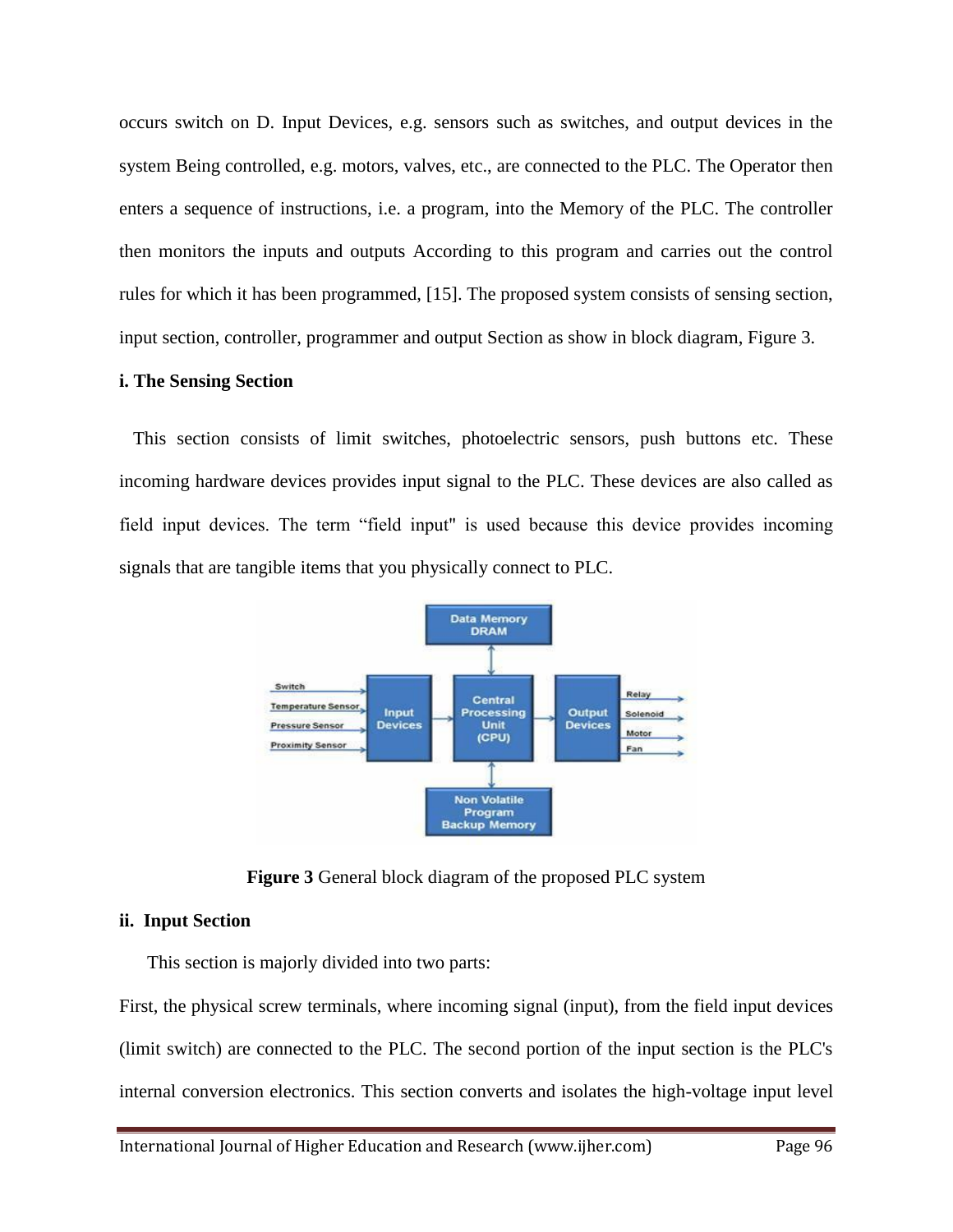occurs switch on D. Input Devices, e.g. sensors such as switches, and output devices in the system Being controlled, e.g. motors, valves, etc., are connected to the PLC. The Operator then enters a sequence of instructions, i.e. a program, into the Memory of the PLC. The controller then monitors the inputs and outputs According to this program and carries out the control rules for which it has been programmed, [15]. The proposed system consists of sensing section, input section, controller, programmer and output Section as show in block diagram, Figure 3.

**i. The Sensing Section**

This section consists of limit switches, photoelectric sensors, push buttons etc. These incoming hardware devices provides input signal to the PLC. These devices are also called as field input devices. The term "field input" is used because this device provides incoming signals that are tangible items that you physically connect to PLC.

**Figure 3** General block diagram of the proposed PLC system

**ii. Input Section**

This section is majorly divided into two parts:

First, the physical screw terminals, where incoming signal (input), from the field input devices (limit switch) are connected to the PLC. The second portion of the input section is the PLC's internal conversion electronics. This section converts and isolates the high-voltage input level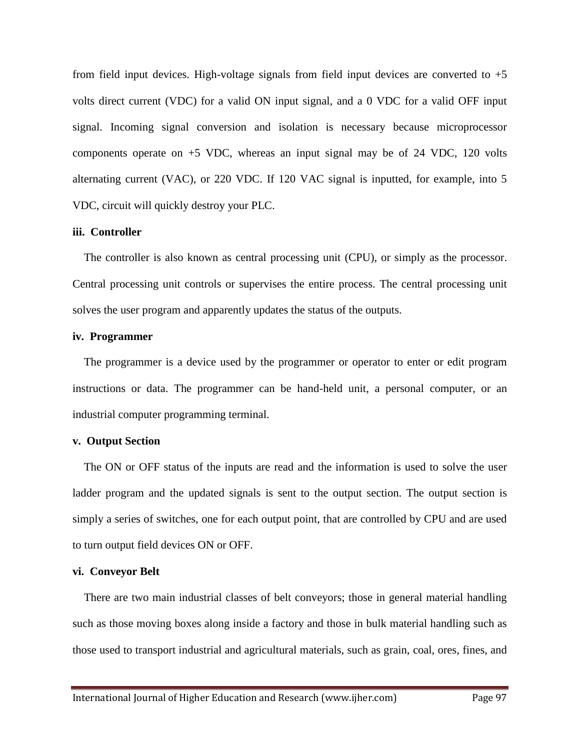from field input devices. High-voltage signals from field input devices are converted to +5 volts direct current (VDC) for a valid ON input signal, and a 0 VDC for a valid OFF input signal. Incoming signal conversion and isolation is necessary because microprocessor components operate on +5 VDC, whereas an input signal may be of 24 VDC, 120 volts alternating current (VAC), or 220 VDC. If 120 VAC signal is inputted, for example, into 5 VDC, circuit will quickly destroy your PLC.

**iii. Controller**

The controller is also known as central processing unit (CPU), or simply as the processor. Central processing unit controls or supervises the entire process. The central processing unit solves the user program and apparently updates the status of the outputs.

**iv. Programmer**

The programmer is a device used by the programmer or operator to enter or edit program instructions or data. The programmer can be hand-held unit, a personal computer, or an industrial computer programming terminal.

**v. Output Section**

The ON or OFF status of the inputs are read and the information is used to solve the user ladder program and the updated signals is sent to the output section. The output section is simply a series of switches, one for each output point, that are controlled by CPU and are used to turn output field devices ON or OFF.

**vi. Conveyor Belt**

There are two main industrial classes of belt conveyors; those in general material handling such as those moving boxes along inside a factory and those in bulk material handling such as those used to transport industrial and agricultural materials, such as grain, coal, ores, fines, and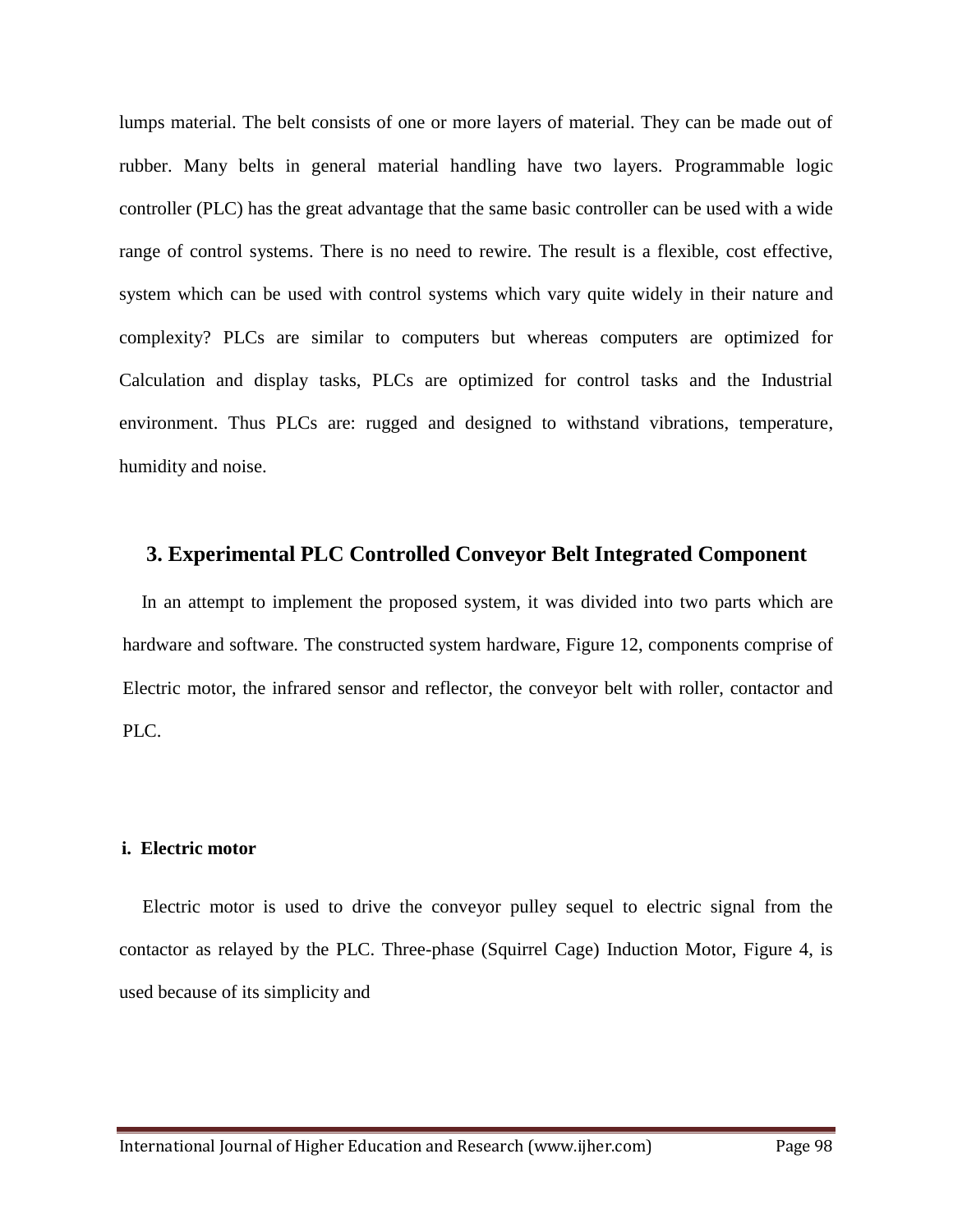lumps material. The belt consists of one or more layers of material. They can be made out of rubber. Many belts in general material handling have two layers. Programmable logic controller (PLC) has the great advantage that the same basic controller can be used with a wide range of control systems. There is no need to rewire. The result is a flexible, cost effective, system which can be used with control systems which vary quite widely in their nature and complexity? PLCs are similar to computers but whereas computers are optimized for Calculation and display tasks, PLCs are optimized for control tasks and the Industrial environment. Thus PLCs are: rugged and designed to withstand vibrations, temperature, humidity and noise.

## 3. Experimental PLC Controlled Conveyor Belt Integrated Component

In an attempt to implement the proposed system, it was divided into two parts which are hardware and software. The constructed system hardware, Figure 12, components comprise of Electric motor, the infrared sensor and reflector, the conveyor belt with roller, contactor and PLC.

**i. Electric motor**

Electric motor is used to drive the conveyor pulley sequel to electric signal from the contactor as relayed by the PLC. Three-phase (Squirrel Cage) Induction Motor, Figure 4, is used because of its simplicity and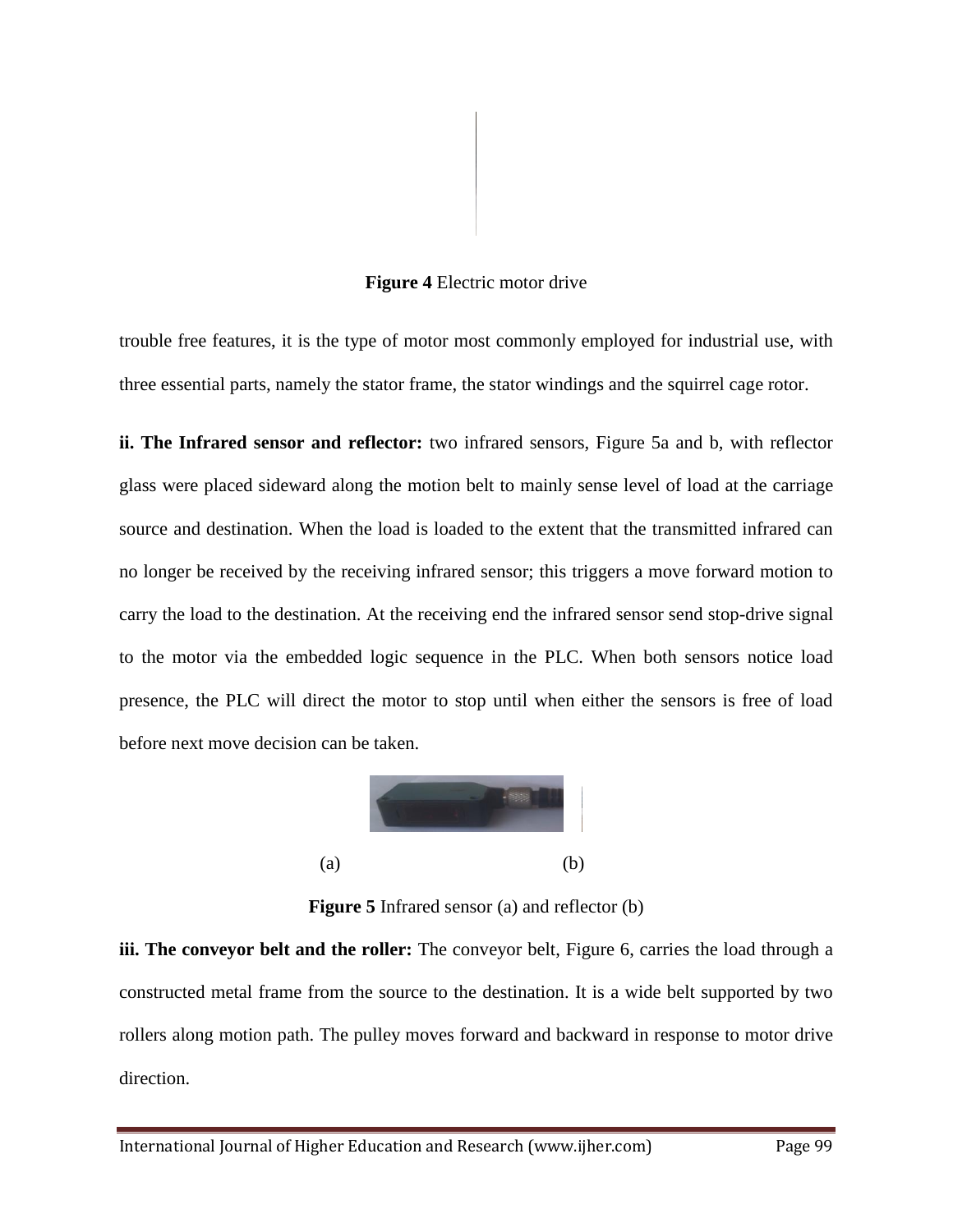**Figure 4** Electric motor drive

trouble free features, it is the type of motor most commonly employed for industrial use, with three essential parts, namely the stator frame, the stator windings and the squirrel cage rotor.

**ii. The Infrared sensor and reflector:** two infrared sensors, Figure 5a and b, with reflector glass were placed sideward along the motion belt to mainly sense level of load at the carriage source and destination. When the load is loaded to the extent that the transmitted infrared can no longer be received by the receiving infrared sensor; this triggers a move forward motion to carry the load to the destination. At the receiving end the infrared sensor send stop-drive signal to the motor via the embedded logic sequence in the PLC. When both sensors notice load presence, the PLC will direct the motor to stop until when either the sensors is free of load before next move decision can be taken.

(a) (b)

**Figure 5** Infrared sensor (a) and reflector (b)

**iii. The conveyor belt and the roller:** The conveyor belt, Figure 6, carries the load through a constructed metal frame from the source to the destination. It is a wide belt supported by two rollers along motion path. The pulley moves forward and backward in response to motor drive direction.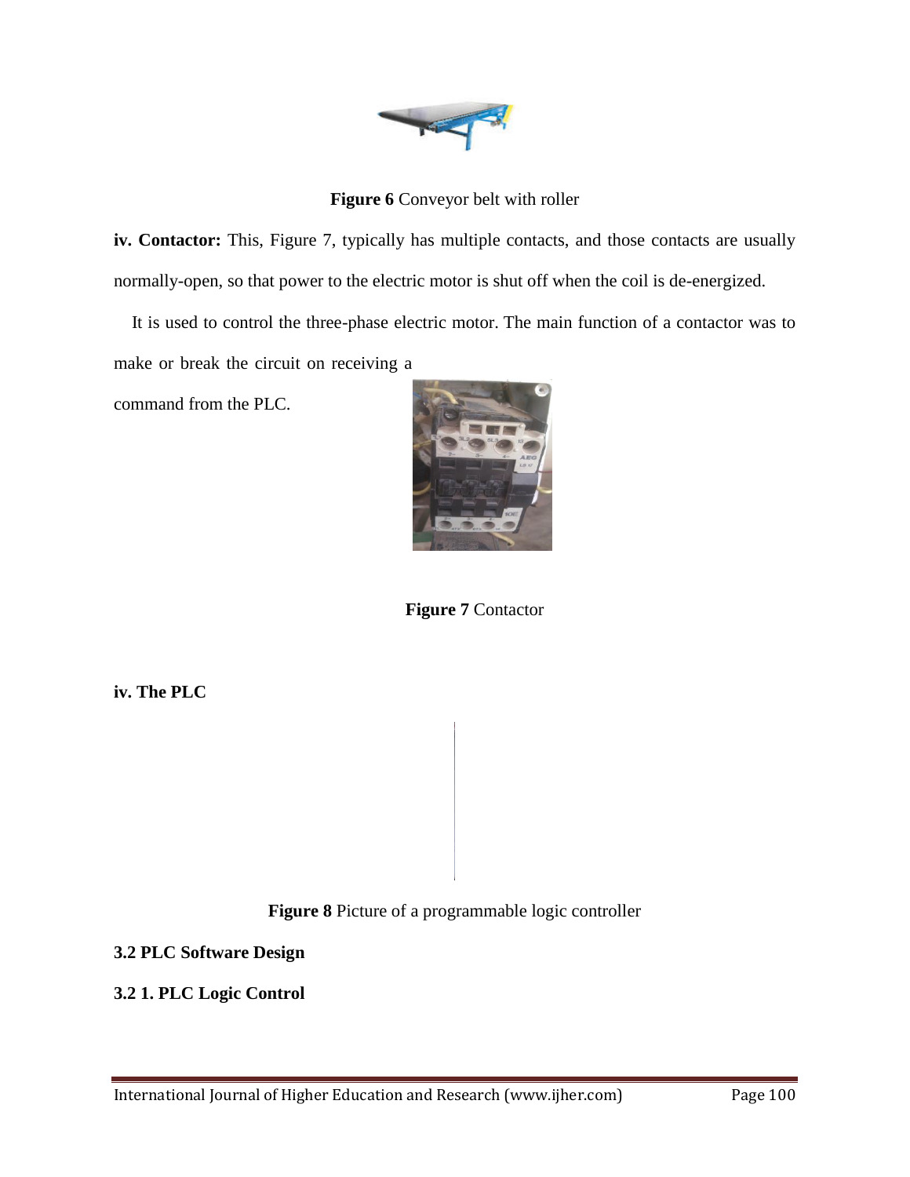**Figure 6** Conveyor belt with roller

**iv. Contactor:** This, Figure 7, typically has multiple contacts, and those contacts are usually normally-open, so that power to the electric motor is shut off when the coil is de-energized.

It is used to control the three-phase electric motor. The main function of a contactor was to make or break the circuit on receiving a command from the PLC.

**Figure 7** Contactor

**iv. The PLC**

**Figure 8** Picture of a programmable logic controller

**3.2 PLC Software Design**

**3.2 1. PLC Logic Control**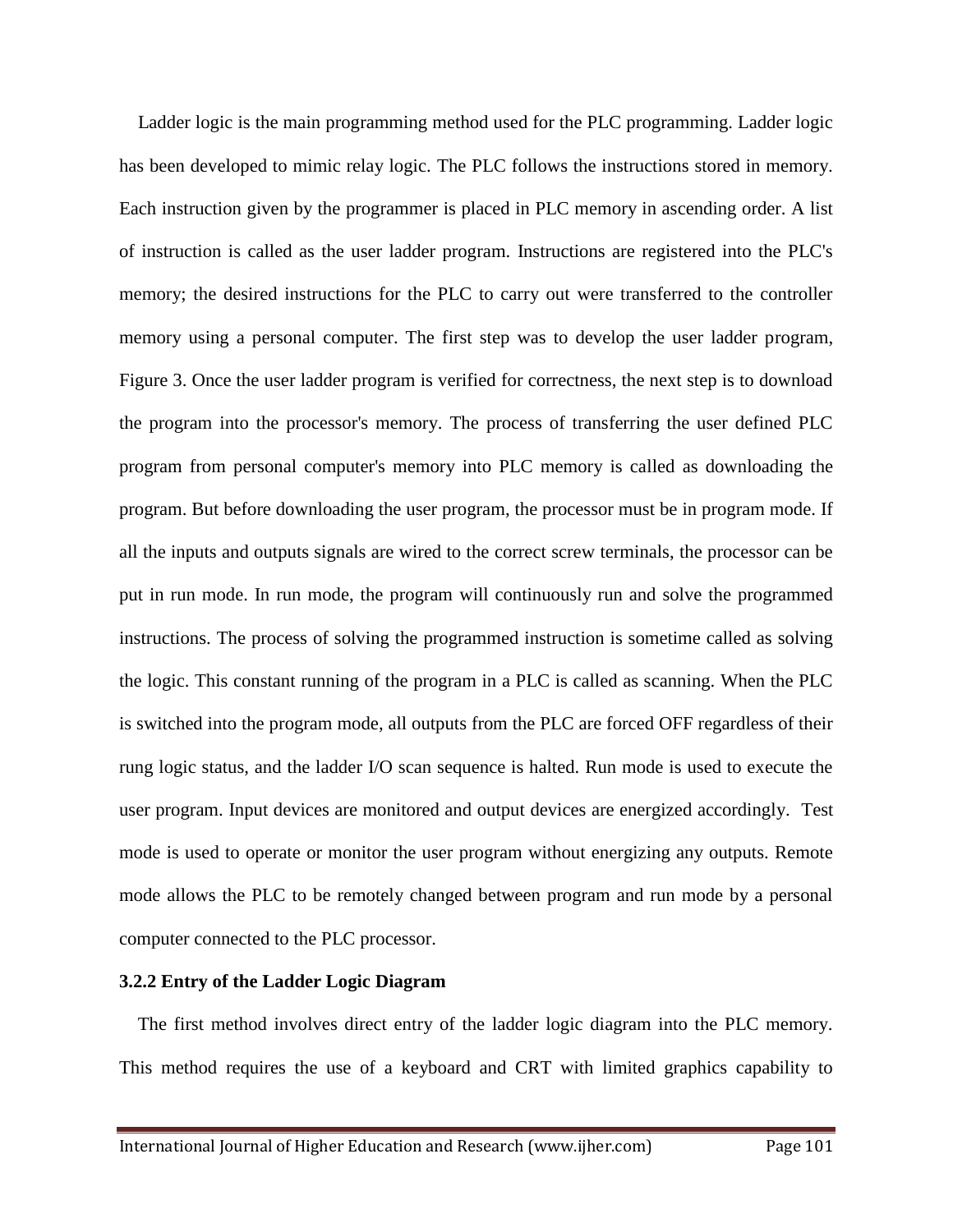Ladder logic is the main programming method used for the PLC programming. Ladder logic has been developed to mimic relay logic. The PLC follows the instructions stored in memory. Each instruction given by the programmer is placed in PLC memory in ascending order. A list of instruction is called as the user ladder program. Instructions are registered into the PLC's memory; the desired instructions for the PLC to carry out were transferred to the controller memory using a personal computer. The first step was to develop the user ladder program, Figure 3. Once the user ladder program is verified for correctness, the next step is to download the program into the processor's memory. The process of transferring the user defined PLC program from personal computer's memory into PLC memory is called as downloading the program. But before downloading the user program, the processor must be in program mode. If all the inputs and outputs signals are wired to the correct screw terminals, the processor can be put in run mode. In run mode, the program will continuously run and solve the programmed instructions. The process of solving the programmed instruction is sometime called as solving the logic. This constant running of the program in a PLC is called as scanning. When the PLC is switched into the program mode, all outputs from the PLC are forced OFF regardless of their rung logic status, and the ladder I/O scan sequence is halted. Run mode is used to execute the user program. Input devices are monitored and output devices are energized accordingly. Test mode is used to operate or monitor the user program without energizing any outputs. Remote mode allows the PLC to be remotely changed between program and run mode by a personal computer connected to the PLC processor.

### 3.2.2 Entry of the Ladder Logic Diagram

The first method involves direct entry of the ladder logic diagram into the PLC memory. This method requires the use of a keyboard and CRT with limited graphics capability to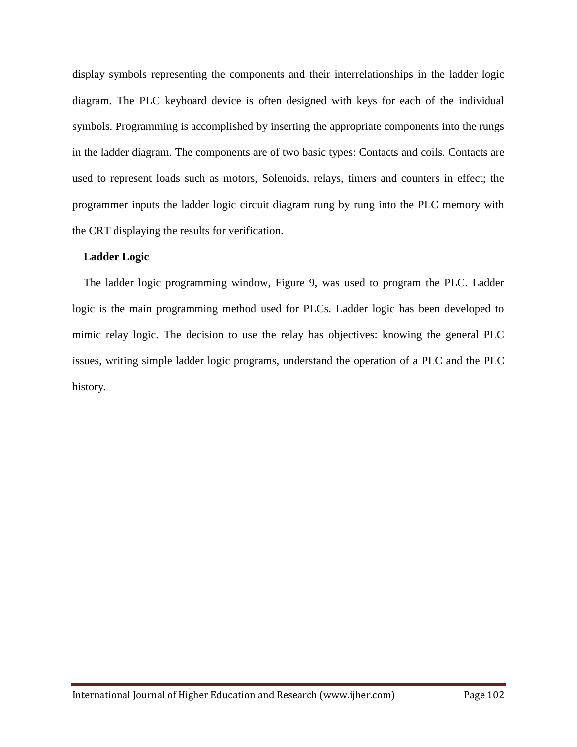display symbols representing the components and their interrelationships in the ladder logic diagram. The PLC keyboard device is often designed with keys for each of the individual symbols. Programming is accomplished by inserting the appropriate components into the rungs in the ladder diagram. The components are of two basic types: Contacts and coils. Contacts are used to represent loads such as motors, Solenoids, relays, timers and counters in effect; the programmer inputs the ladder logic circuit diagram rung by rung into the PLC memory with the CRT displaying the results for verification.

**Ladder Logic**

The ladder logic programming window, Figure 9, was used to program the PLC. Ladder logic is the main programming method used for PLCs. Ladder logic has been developed to mimic relay logic. The decision to use the relay has objectives: knowing the general PLC issues, writing simple ladder logic programs, understand the operation of a PLC and the PLC history.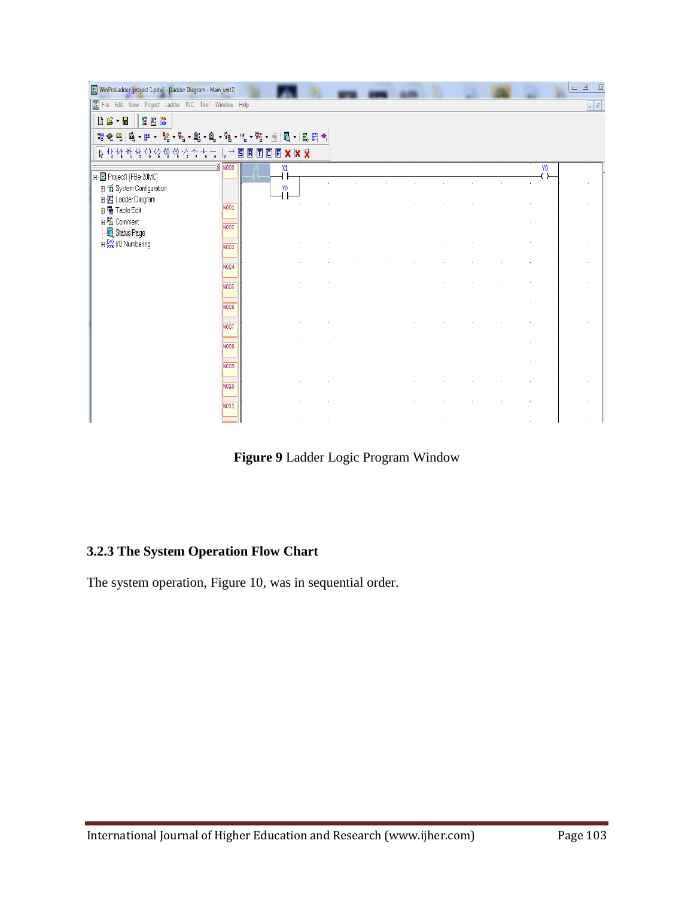**Figure 9** Ladder Logic Program Window

### 3.2.3 The System Operation Flow Chart

The system operation, Figure 10, was in sequential order.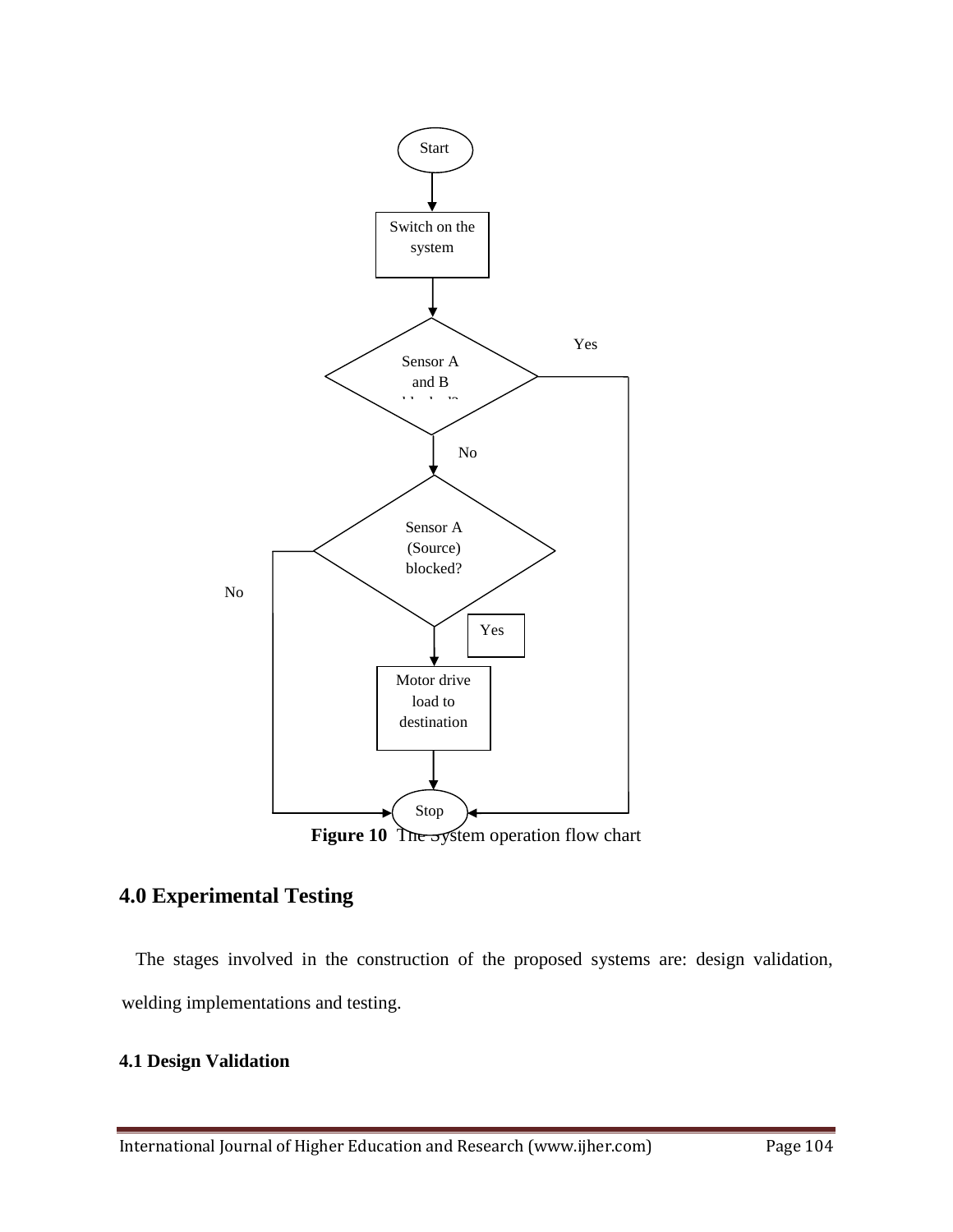```
                Start
                  |
                  v
        Switch on the system
                  |
                  v
        Sensor A and B blocked? ----Yes----+
                  |                        |
                  No                       |
                  v                        |
   +---No--- Sensor A (Source) blocked?    |
   |              |                        |
   |             Yes                       |
   |              v                        |
   |    Motor drive load to destination    |
   |              |                        |
   |              v                        |
   +----------> Stop <---------------------+
```

**Figure 10** The System operation flow chart

## 4.0 Experimental Testing

The stages involved in the construction of the proposed systems are: design validation, welding implementations and testing.

### 4.1 Design Validation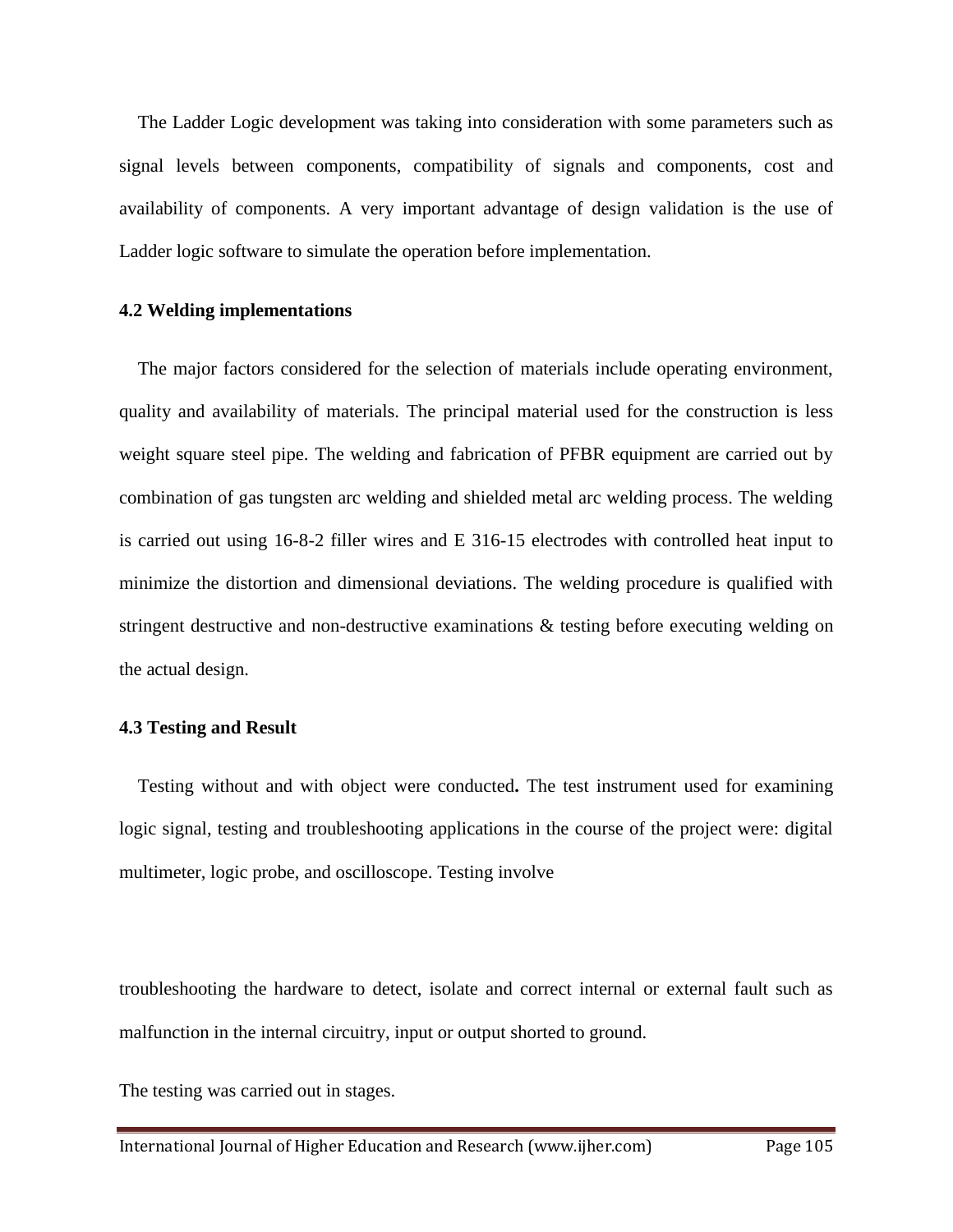The Ladder Logic development was taking into consideration with some parameters such as signal levels between components, compatibility of signals and components, cost and availability of components. A very important advantage of design validation is the use of Ladder logic software to simulate the operation before implementation.

### 4.2 Welding implementations

The major factors considered for the selection of materials include operating environment, quality and availability of materials. The principal material used for the construction is less weight square steel pipe. The welding and fabrication of PFBR equipment are carried out by combination of gas tungsten arc welding and shielded metal arc welding process. The welding is carried out using 16-8-2 filler wires and E 316-15 electrodes with controlled heat input to minimize the distortion and dimensional deviations. The welding procedure is qualified with stringent destructive and non-destructive examinations & testing before executing welding on the actual design.

### 4.3 Testing and Result

Testing without and with object were conducted**.** The test instrument used for examining logic signal, testing and troubleshooting applications in the course of the project were: digital multimeter, logic probe, and oscilloscope. Testing involve

troubleshooting the hardware to detect, isolate and correct internal or external fault such as malfunction in the internal circuitry, input or output shorted to ground.

The testing was carried out in stages.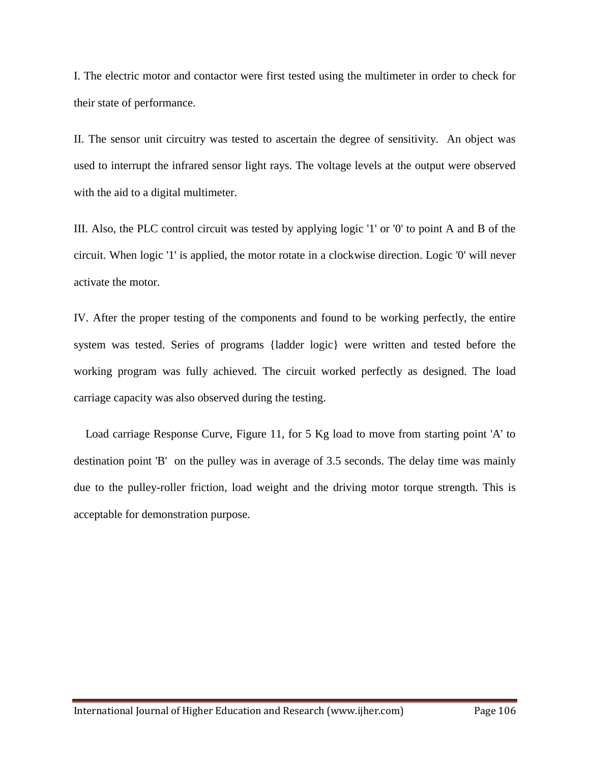I. The electric motor and contactor were first tested using the multimeter in order to check for their state of performance.

II. The sensor unit circuitry was tested to ascertain the degree of sensitivity. An object was used to interrupt the infrared sensor light rays. The voltage levels at the output were observed with the aid to a digital multimeter.

III. Also, the PLC control circuit was tested by applying logic '1' or '0' to point A and B of the circuit. When logic '1' is applied, the motor rotate in a clockwise direction. Logic '0' will never activate the motor.

IV. After the proper testing of the components and found to be working perfectly, the entire system was tested. Series of programs {ladder logic} were written and tested before the working program was fully achieved. The circuit worked perfectly as designed. The load carriage capacity was also observed during the testing.

Load carriage Response Curve, Figure 11, for 5 Kg load to move from starting point 'A' to destination point 'B' on the pulley was in average of 3.5 seconds. The delay time was mainly due to the pulley-roller friction, load weight and the driving motor torque strength. This is acceptable for demonstration purpose.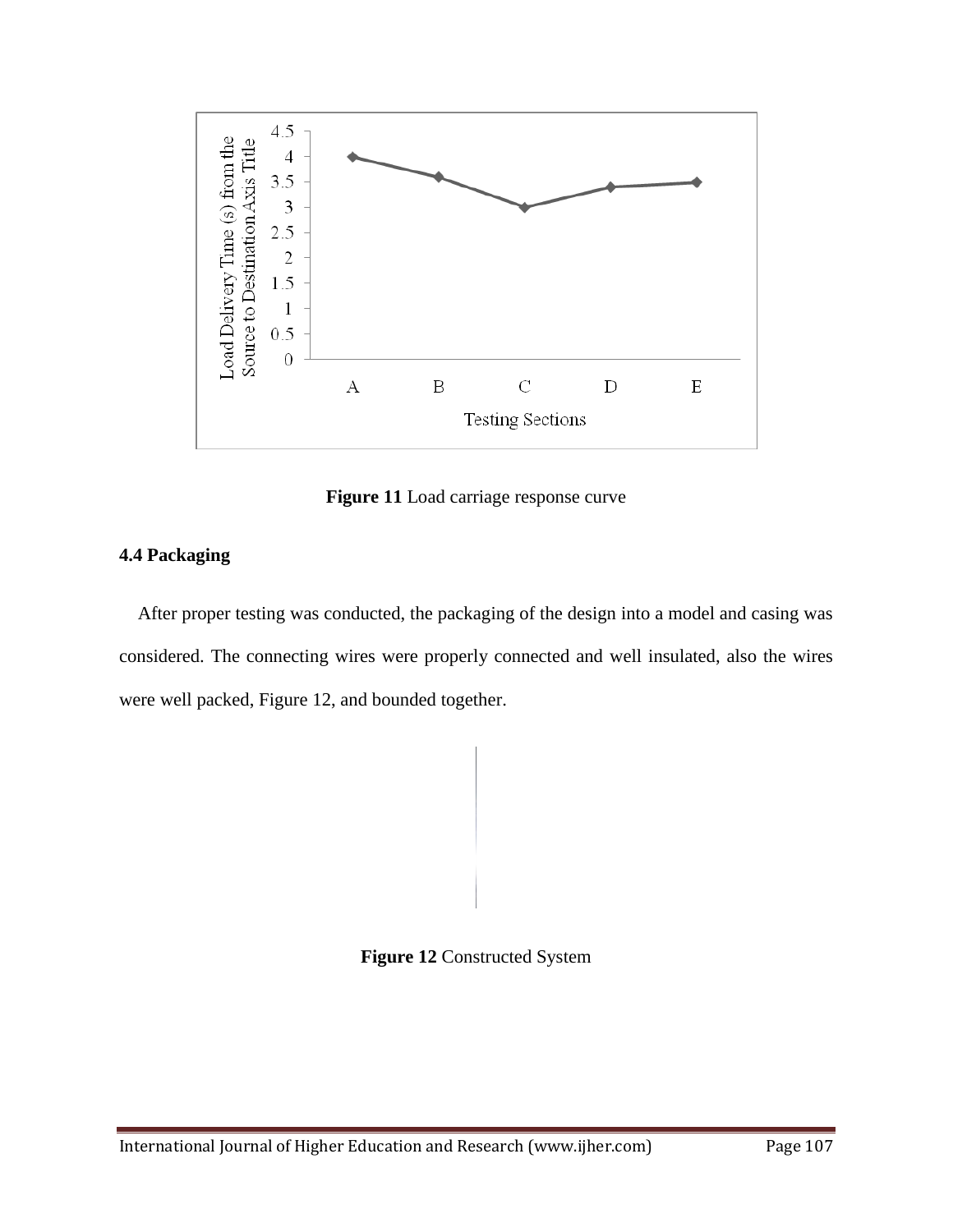Figure 11 Load carriage response curve

### 4.4 Packaging

After proper testing was conducted, the packaging of the design into a model and casing was considered. The connecting wires were properly connected and well insulated, also the wires were well packed, Figure 12, and bounded together.

**Figure 12** Constructed System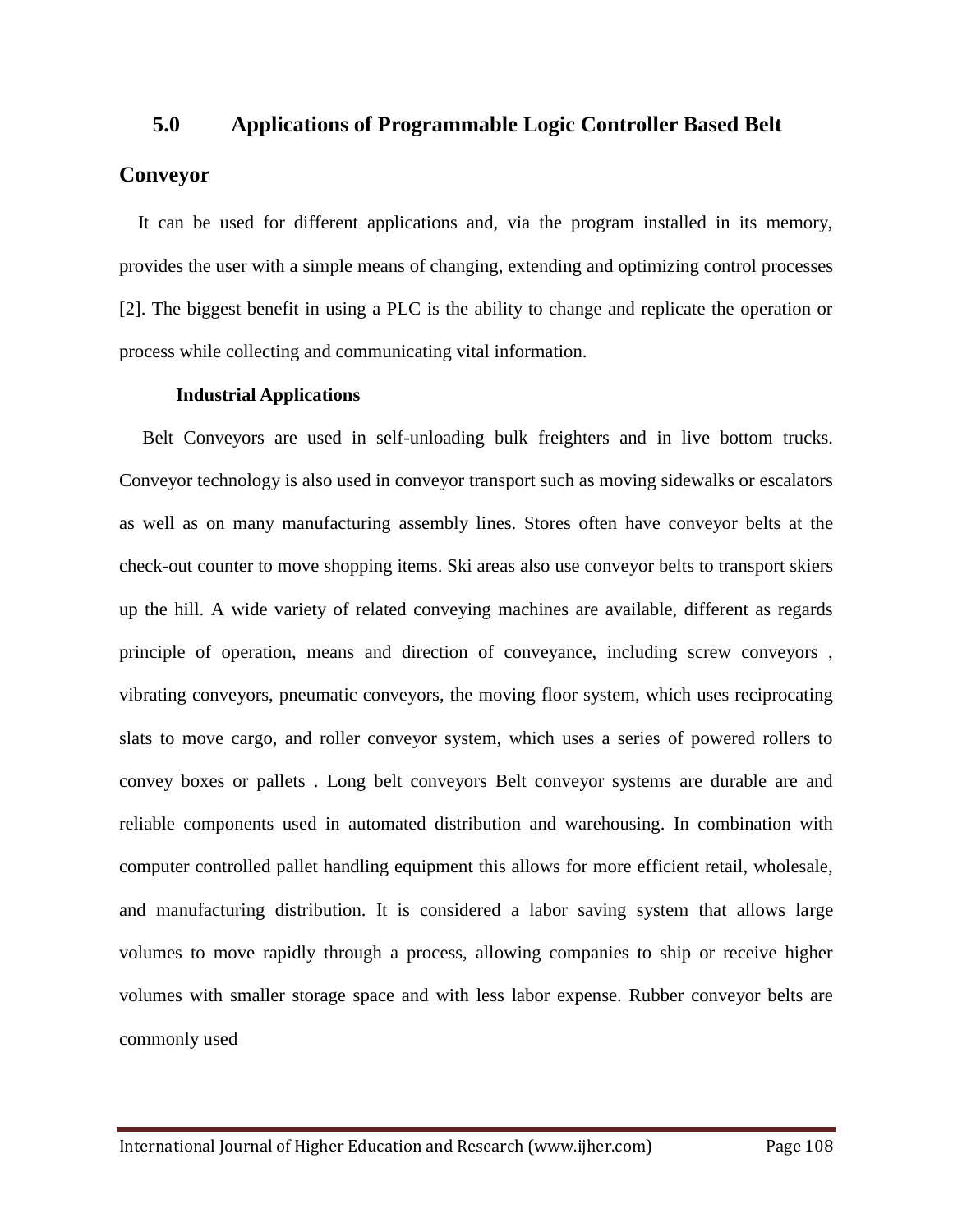## 5.0 Applications of Programmable Logic Controller Based Belt Conveyor

It can be used for different applications and, via the program installed in its memory, provides the user with a simple means of changing, extending and optimizing control processes [2]. The biggest benefit in using a PLC is the ability to change and replicate the operation or process while collecting and communicating vital information.

**Industrial Applications**

Belt Conveyors are used in self-unloading bulk freighters and in live bottom trucks. Conveyor technology is also used in conveyor transport such as moving sidewalks or escalators as well as on many manufacturing assembly lines. Stores often have conveyor belts at the check-out counter to move shopping items. Ski areas also use conveyor belts to transport skiers up the hill. A wide variety of related conveying machines are available, different as regards principle of operation, means and direction of conveyance, including screw conveyors , vibrating conveyors, pneumatic conveyors, the moving floor system, which uses reciprocating slats to move cargo, and roller conveyor system, which uses a series of powered rollers to convey boxes or pallets . Long belt conveyors Belt conveyor systems are durable are and reliable components used in automated distribution and warehousing. In combination with computer controlled pallet handling equipment this allows for more efficient retail, wholesale, and manufacturing distribution. It is considered a labor saving system that allows large volumes to move rapidly through a process, allowing companies to ship or receive higher volumes with smaller storage space and with less labor expense. Rubber conveyor belts are commonly used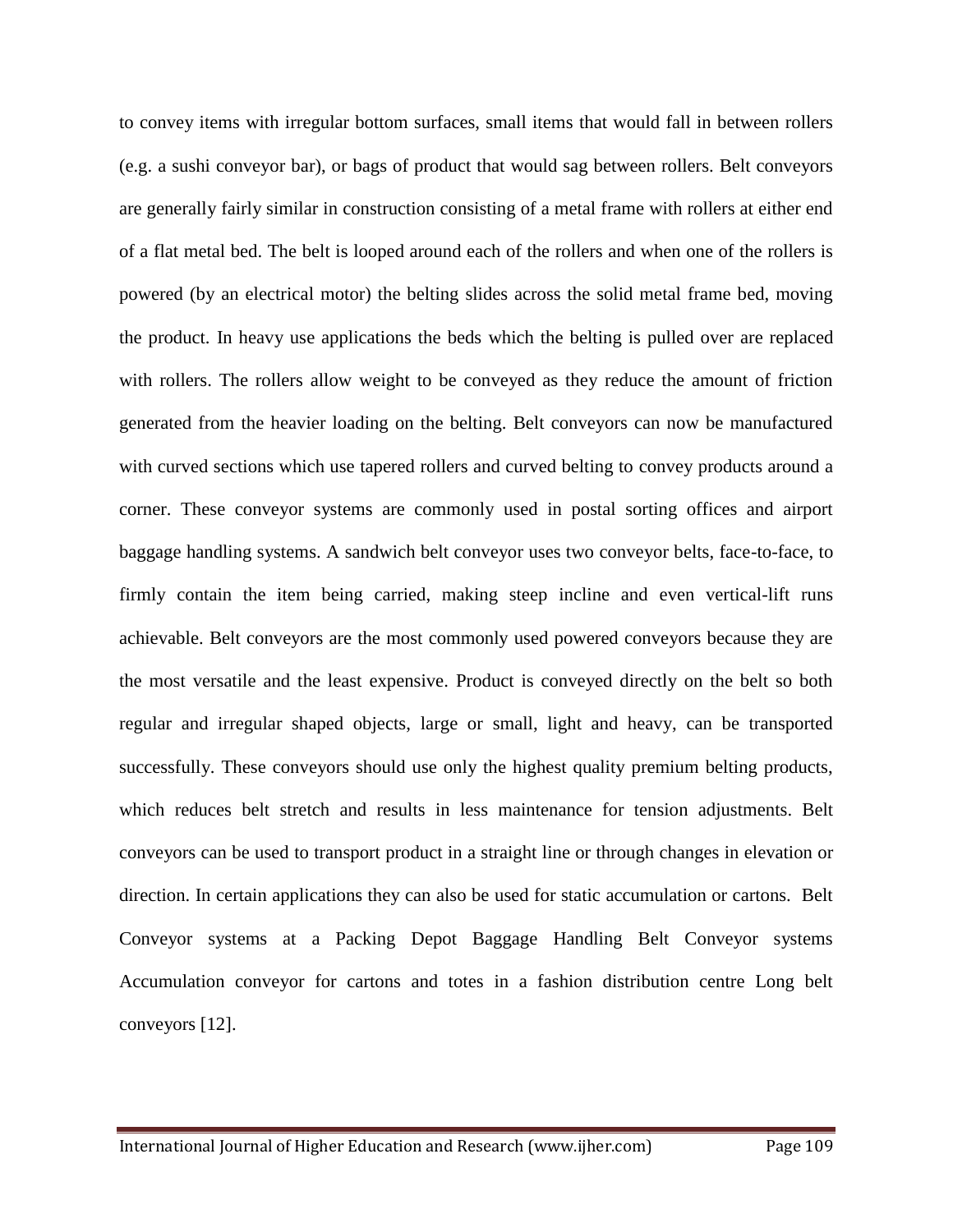to convey items with irregular bottom surfaces, small items that would fall in between rollers (e.g. a sushi conveyor bar), or bags of product that would sag between rollers. Belt conveyors are generally fairly similar in construction consisting of a metal frame with rollers at either end of a flat metal bed. The belt is looped around each of the rollers and when one of the rollers is powered (by an electrical motor) the belting slides across the solid metal frame bed, moving the product. In heavy use applications the beds which the belting is pulled over are replaced with rollers. The rollers allow weight to be conveyed as they reduce the amount of friction generated from the heavier loading on the belting. Belt conveyors can now be manufactured with curved sections which use tapered rollers and curved belting to convey products around a corner. These conveyor systems are commonly used in postal sorting offices and airport baggage handling systems. A sandwich belt conveyor uses two conveyor belts, face-to-face, to firmly contain the item being carried, making steep incline and even vertical-lift runs achievable. Belt conveyors are the most commonly used powered conveyors because they are the most versatile and the least expensive. Product is conveyed directly on the belt so both regular and irregular shaped objects, large or small, light and heavy, can be transported successfully. These conveyors should use only the highest quality premium belting products, which reduces belt stretch and results in less maintenance for tension adjustments. Belt conveyors can be used to transport product in a straight line or through changes in elevation or direction. In certain applications they can also be used for static accumulation or cartons. Belt Conveyor systems at a Packing Depot Baggage Handling Belt Conveyor systems Accumulation conveyor for cartons and totes in a fashion distribution centre Long belt conveyors [12].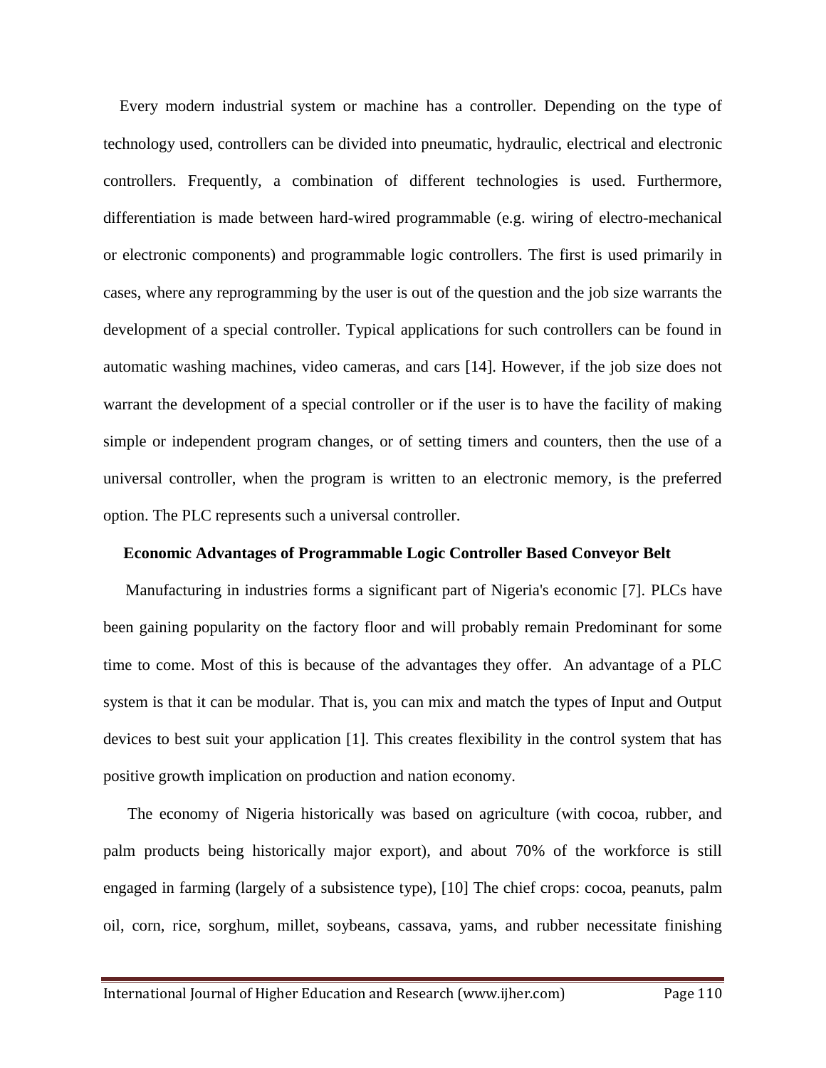Every modern industrial system or machine has a controller. Depending on the type of technology used, controllers can be divided into pneumatic, hydraulic, electrical and electronic controllers. Frequently, a combination of different technologies is used. Furthermore, differentiation is made between hard-wired programmable (e.g. wiring of electro-mechanical or electronic components) and programmable logic controllers. The first is used primarily in cases, where any reprogramming by the user is out of the question and the job size warrants the development of a special controller. Typical applications for such controllers can be found in automatic washing machines, video cameras, and cars [14]. However, if the job size does not warrant the development of a special controller or if the user is to have the facility of making simple or independent program changes, or of setting timers and counters, then the use of a universal controller, when the program is written to an electronic memory, is the preferred option. The PLC represents such a universal controller.

**Economic Advantages of Programmable Logic Controller Based Conveyor Belt**

Manufacturing in industries forms a significant part of Nigeria's economic [7]. PLCs have been gaining popularity on the factory floor and will probably remain Predominant for some time to come. Most of this is because of the advantages they offer. An advantage of a PLC system is that it can be modular. That is, you can mix and match the types of Input and Output devices to best suit your application [1]. This creates flexibility in the control system that has positive growth implication on production and nation economy.

The economy of Nigeria historically was based on agriculture (with cocoa, rubber, and palm products being historically major export), and about 70% of the workforce is still engaged in farming (largely of a subsistence type), [10] The chief crops: cocoa, peanuts, palm oil, corn, rice, sorghum, millet, soybeans, cassava, yams, and rubber necessitate finishing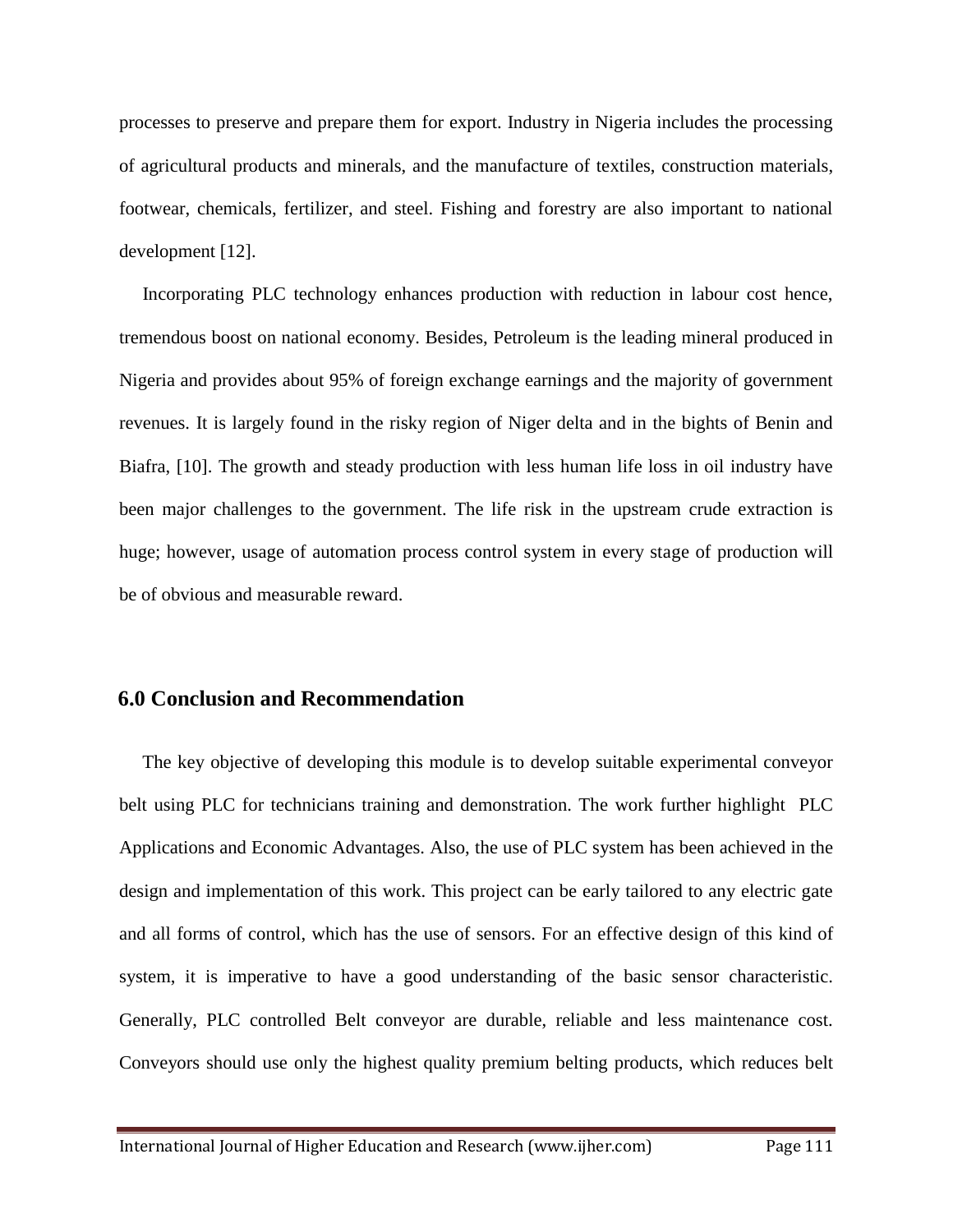processes to preserve and prepare them for export. Industry in Nigeria includes the processing of agricultural products and minerals, and the manufacture of textiles, construction materials, footwear, chemicals, fertilizer, and steel. Fishing and forestry are also important to national development [12].

Incorporating PLC technology enhances production with reduction in labour cost hence, tremendous boost on national economy. Besides, Petroleum is the leading mineral produced in Nigeria and provides about 95% of foreign exchange earnings and the majority of government revenues. It is largely found in the risky region of Niger delta and in the bights of Benin and Biafra, [10]. The growth and steady production with less human life loss in oil industry have been major challenges to the government. The life risk in the upstream crude extraction is huge; however, usage of automation process control system in every stage of production will be of obvious and measurable reward.

## 6.0 Conclusion and Recommendation

The key objective of developing this module is to develop suitable experimental conveyor belt using PLC for technicians training and demonstration. The work further highlight PLC Applications and Economic Advantages. Also, the use of PLC system has been achieved in the design and implementation of this work. This project can be early tailored to any electric gate and all forms of control, which has the use of sensors. For an effective design of this kind of system, it is imperative to have a good understanding of the basic sensor characteristic. Generally, PLC controlled Belt conveyor are durable, reliable and less maintenance cost. Conveyors should use only the highest quality premium belting products, which reduces belt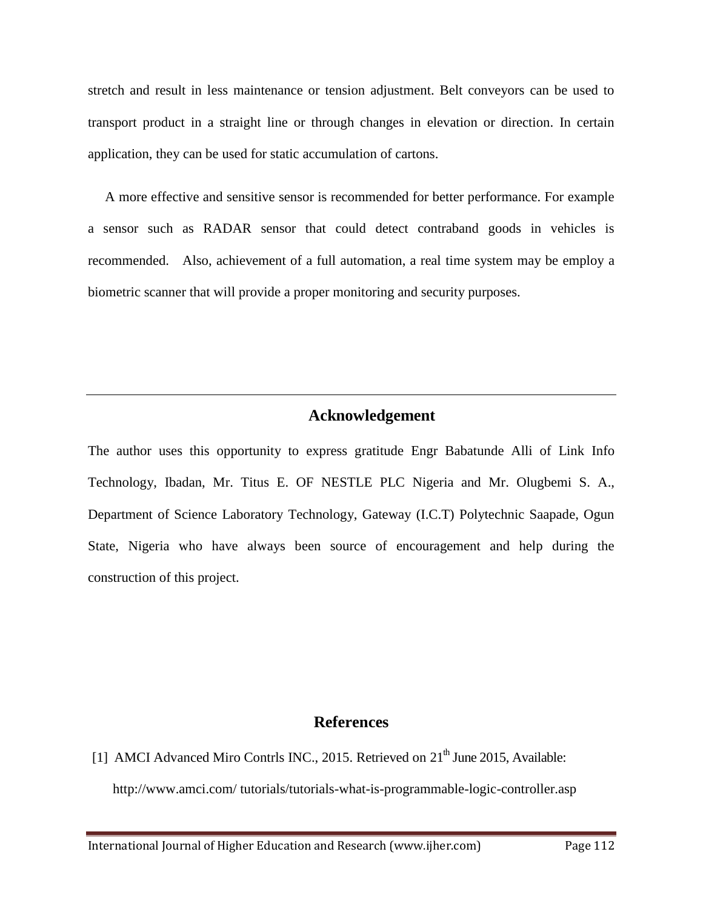stretch and result in less maintenance or tension adjustment. Belt conveyors can be used to transport product in a straight line or through changes in elevation or direction. In certain application, they can be used for static accumulation of cartons.

A more effective and sensitive sensor is recommended for better performance. For example a sensor such as RADAR sensor that could detect contraband goods in vehicles is recommended. Also, achievement of a full automation, a real time system may be employ a biometric scanner that will provide a proper monitoring and security purposes.

## Acknowledgement

The author uses this opportunity to express gratitude Engr Babatunde Alli of Link Info Technology, Ibadan, Mr. Titus E. OF NESTLE PLC Nigeria and Mr. Olugbemi S. A., Department of Science Laboratory Technology, Gateway (I.C.T) Polytechnic Saapade, Ogun State, Nigeria who have always been source of encouragement and help during the construction of this project.

## References

[1] AMCI Advanced Miro Contrls INC., 2015. Retrieved on 21th June 2015, Available: http://www.amci.com/ tutorials/tutorials-what-is-programmable-logic-controller.asp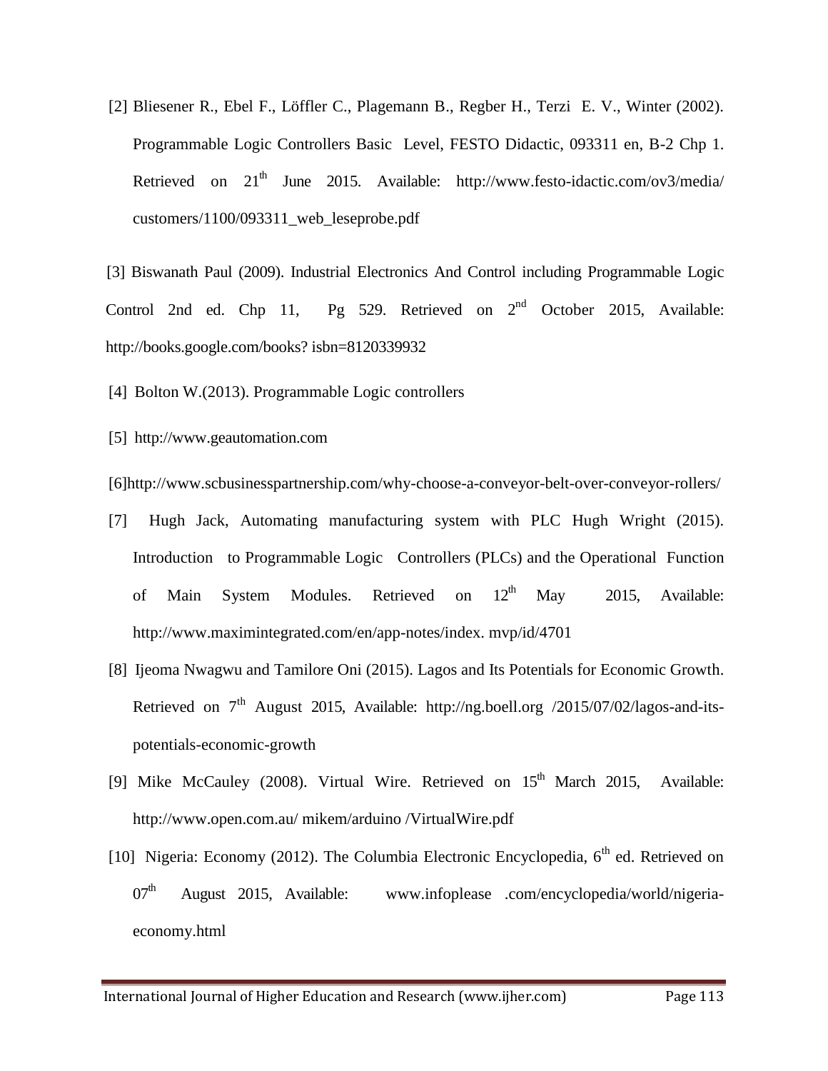[2] Bliesener R., Ebel F., Löffler C., Plagemann B., Regber H., Terzi E. V., Winter (2002). Programmable Logic Controllers Basic Level, FESTO Didactic, 093311 en, B-2 Chp 1. Retrieved on 21th June 2015. Available: http://www.festo-idactic.com/ov3/media/customers/1100/093311_web_leseprobe.pdf

[3] Biswanath Paul (2009). Industrial Electronics And Control including Programmable Logic Control 2nd ed. Chp 11, Pg 529. Retrieved on 2nd October 2015, Available: http://books.google.com/books? isbn=8120339932

[4] Bolton W.(2013). Programmable Logic controllers

[5] http://www.geautomation.com

[6]http://www.scbusinesspartnership.com/why-choose-a-conveyor-belt-over-conveyor-rollers/

[7] Hugh Jack, Automating manufacturing system with PLC Hugh Wright (2015). Introduction to Programmable Logic Controllers (PLCs) and the Operational Function of Main System Modules. Retrieved on 12th May 2015, Available: http://www.maximintegrated.com/en/app-notes/index. mvp/id/4701

[8] Ijeoma Nwagwu and Tamilore Oni (2015). Lagos and Its Potentials for Economic Growth. Retrieved on 7th August 2015, Available: http://ng.boell.org /2015/07/02/lagos-and-its-potentials-economic-growth

[9] Mike McCauley (2008). Virtual Wire. Retrieved on 15th March 2015, Available: http://www.open.com.au/ mikem/arduino /VirtualWire.pdf

[10] Nigeria: Economy (2012). The Columbia Electronic Encyclopedia, 6th ed. Retrieved on 07th August 2015, Available: www.infoplease .com/encyclopedia/world/nigeria-economy.html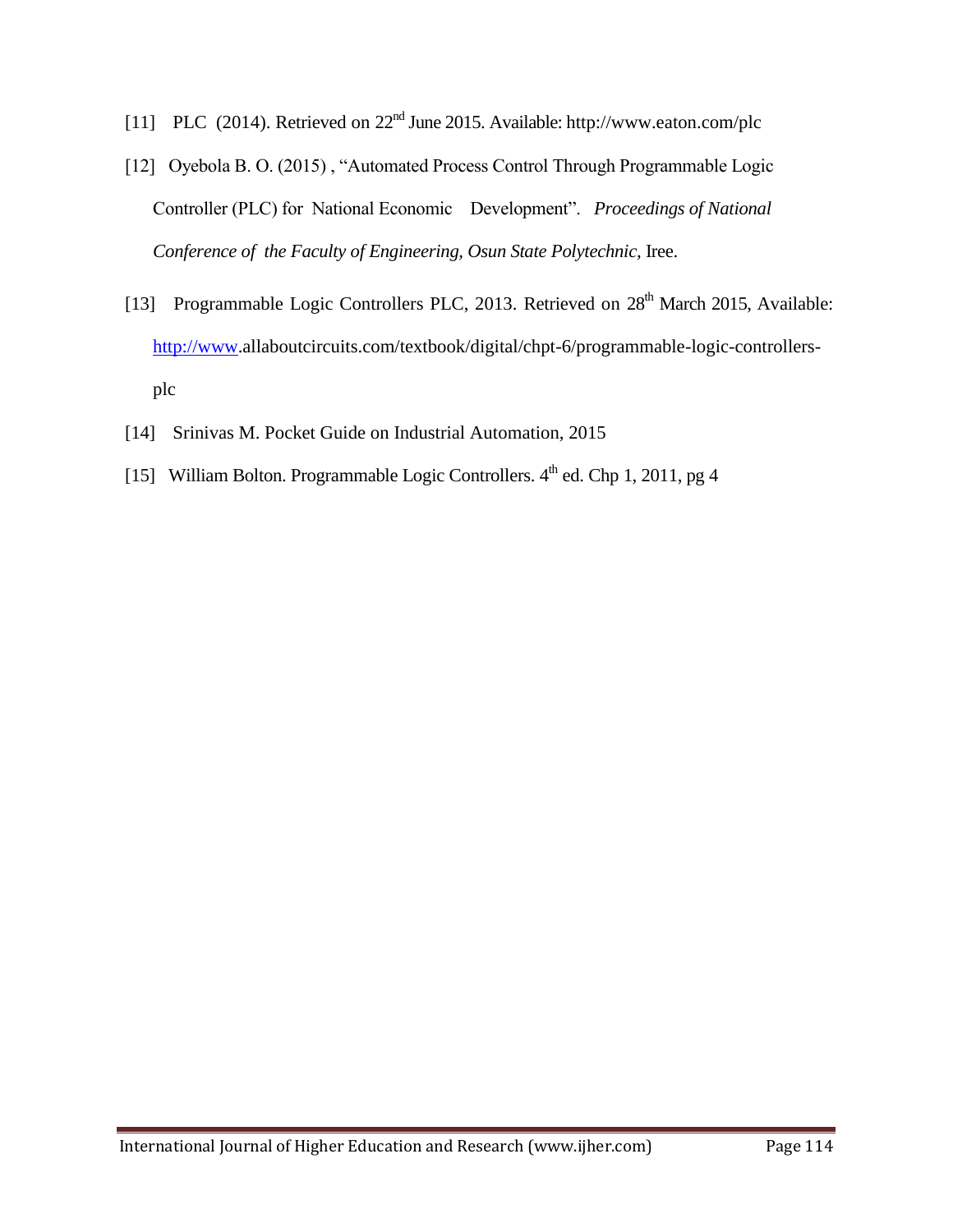[11] PLC (2014). Retrieved on 22nd June 2015. Available: http://www.eaton.com/plc

[12] Oyebola B. O. (2015) , "Automated Process Control Through Programmable Logic Controller (PLC) for National Economic Development". *Proceedings of National Conference of the Faculty of Engineering, Osun State Polytechnic,* Iree.

[13] Programmable Logic Controllers PLC, 2013. Retrieved on 28th March 2015, Available: http://www.allaboutcircuits.com/textbook/digital/chpt-6/programmable-logic-controllers-plc

[14] Srinivas M. Pocket Guide on Industrial Automation, 2015

[15] William Bolton. Programmable Logic Controllers. 4th ed. Chp 1, 2011, pg 4